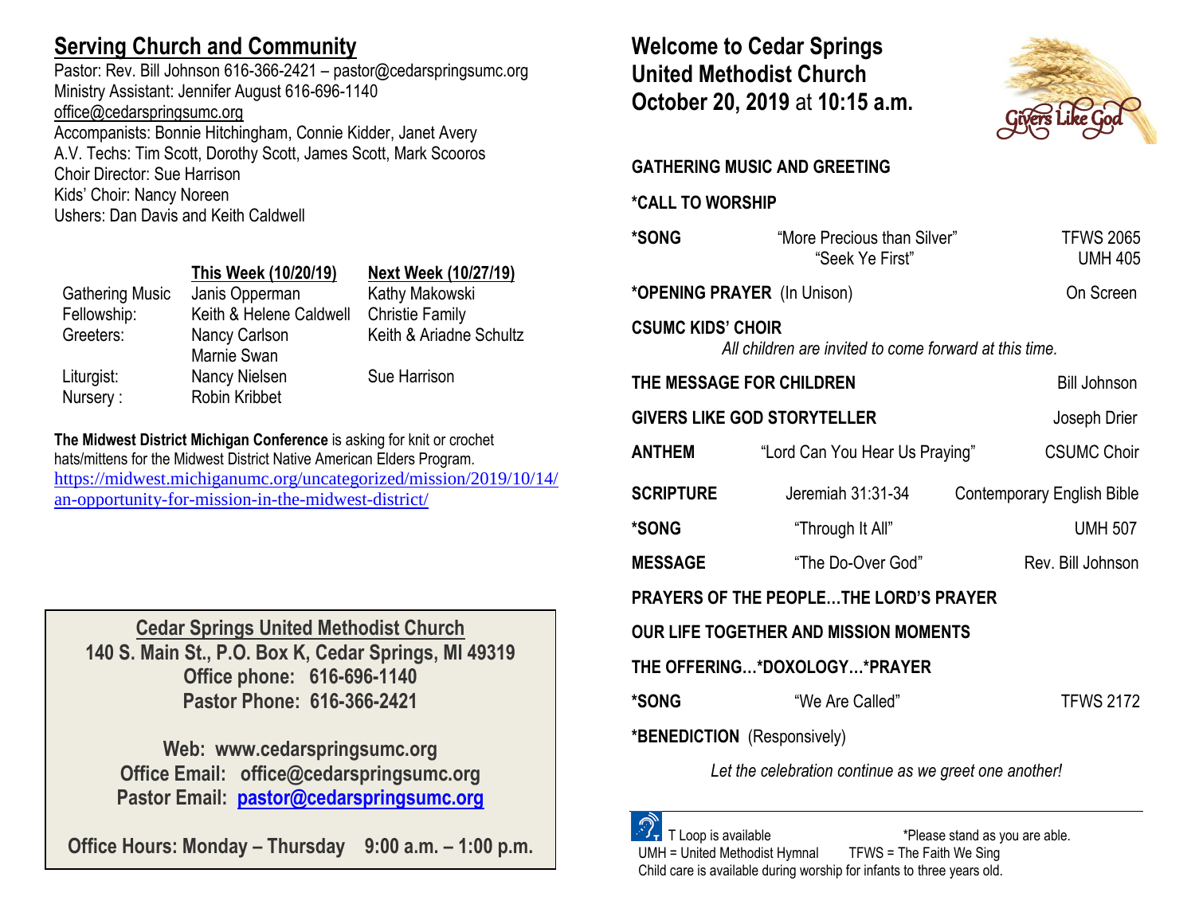## Serving Church and Community

Pastor: Rev. Bill Johnson 616-366-2421 – pastor@cedarspringsumc.org
Ministry Assistant: Jennifer August 616-696-1140
office@cedarspringsumc.org
Accompanists: Bonnie Hitchingham, Connie Kidder, Janet Avery
A.V. Techs: Tim Scott, Dorothy Scott, James Scott, Mark Scooros
Choir Director: Sue Harrison
Kids' Choir: Nancy Noreen
Ushers: Dan Davis and Keith Caldwell

| | This Week (10/20/19) | Next Week (10/27/19) |
|---|---|---|
| Gathering Music | Janis Opperman | Kathy Makowski |
| Fellowship: | Keith & Helene Caldwell | Christie Family |
| Greeters: | Nancy Carlson<br>Marnie Swan | Keith & Ariadne Schultz |
| Liturgist: | Nancy Nielsen | Sue Harrison |
| Nursery : | Robin Kribbet | |

**The Midwest District Michigan Conference** is asking for knit or crochet hats/mittens for the Midwest District Native American Elders Program.
https://midwest.michiganumc.org/uncategorized/mission/2019/10/14/an-opportunity-for-mission-in-the-midwest-district/

**Cedar Springs United Methodist Church**
**140 S. Main St., P.O. Box K, Cedar Springs, MI 49319**
**Office phone: 616-696-1140**
**Pastor Phone: 616-366-2421**

**Web: www.cedarspringsumc.org**
**Office Email: office@cedarspringsumc.org**
**Pastor Email: pastor@cedarspringsumc.org**

**Office Hours: Monday – Thursday 9:00 a.m. – 1:00 p.m.**

## Welcome to Cedar Springs United Methodist Church October 20, 2019 at 10:15 a.m.

Givers Like God

**GATHERING MUSIC AND GREETING**

**\*CALL TO WORSHIP**

**\*SONG** "More Precious than Silver" TFWS 2065
"Seek Ye First" UMH 405

**\*OPENING PRAYER** (In Unison) On Screen

**CSUMC KIDS' CHOIR**
*All children are invited to come forward at this time.*

**THE MESSAGE FOR CHILDREN** Bill Johnson

**GIVERS LIKE GOD STORYTELLER** Joseph Drier

**ANTHEM** "Lord Can You Hear Us Praying" CSUMC Choir

**SCRIPTURE** Jeremiah 31:31-34 Contemporary English Bible

**\*SONG** "Through It All" UMH 507

**MESSAGE** "The Do-Over God" Rev. Bill Johnson

**PRAYERS OF THE PEOPLE…THE LORD'S PRAYER**

**OUR LIFE TOGETHER AND MISSION MOMENTS**

**THE OFFERING…\*DOXOLOGY…\*PRAYER**

**\*SONG** "We Are Called" TFWS 2172

**\*BENEDICTION** (Responsively)

*Let the celebration continue as we greet one another!*

T Loop is available \*Please stand as you are able.
UMH = United Methodist Hymnal TFWS = The Faith We Sing
Child care is available during worship for infants to three years old.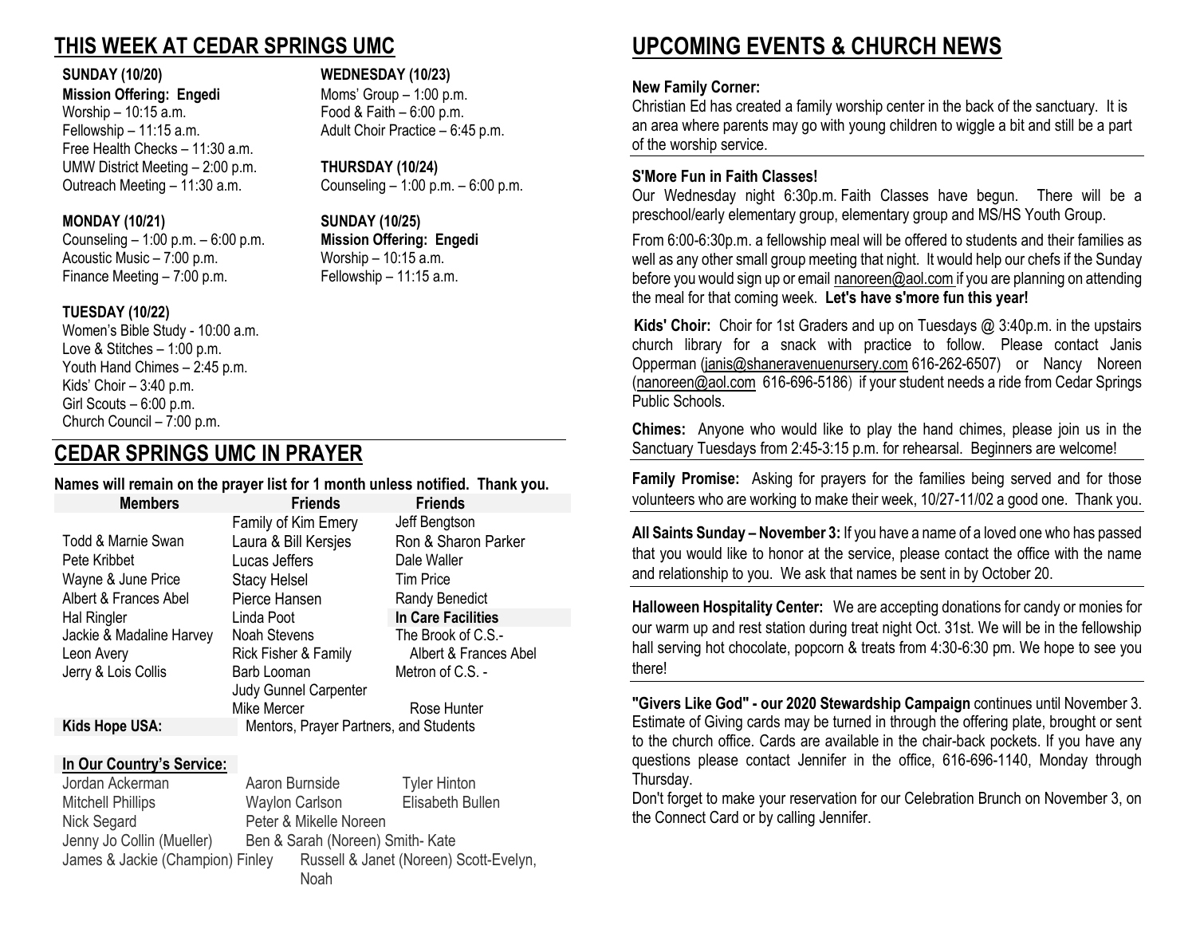# THIS WEEK AT CEDAR SPRINGS UMC

**SUNDAY (10/20)**
**Mission Offering: Engedi**
Worship – 10:15 a.m.
Fellowship – 11:15 a.m.
Free Health Checks – 11:30 a.m.
UMW District Meeting – 2:00 p.m.
Outreach Meeting – 11:30 a.m.

**MONDAY (10/21)**
Counseling – 1:00 p.m. – 6:00 p.m.
Acoustic Music – 7:00 p.m.
Finance Meeting – 7:00 p.m.

**TUESDAY (10/22)**
Women's Bible Study - 10:00 a.m.
Love & Stitches – 1:00 p.m.
Youth Hand Chimes – 2:45 p.m.
Kids' Choir – 3:40 p.m.
Girl Scouts – 6:00 p.m.
Church Council – 7:00 p.m.

**WEDNESDAY (10/23)**
Moms' Group – 1:00 p.m.
Food & Faith – 6:00 p.m.
Adult Choir Practice – 6:45 p.m.

**THURSDAY (10/24)**
Counseling – 1:00 p.m. – 6:00 p.m.

**SUNDAY (10/25)**
**Mission Offering: Engedi**
Worship – 10:15 a.m.
Fellowship – 11:15 a.m.

# CEDAR SPRINGS UMC IN PRAYER

**Names will remain on the prayer list for 1 month unless notified. Thank you.**

| Members | Friends | Friends |
|---|---|---|
| | Family of Kim Emery | Jeff Bengtson |
| Todd & Marnie Swan | Laura & Bill Kersjes | Ron & Sharon Parker |
| Pete Kribbet | Lucas Jeffers | Dale Waller |
| Wayne & June Price | Stacy Helsel | Tim Price |
| Albert & Frances Abel | Pierce Hansen | Randy Benedict |
| Hal Ringler | Linda Poot | **In Care Facilities** |
| Jackie & Madaline Harvey | Noah Stevens | The Brook of C.S.- |
| Leon Avery | Rick Fisher & Family | Albert & Frances Abel |
| Jerry & Lois Collis | Barb Looman | Metron of C.S. - |
| | Judy Gunnel Carpenter | |
| | Mike Mercer | Rose Hunter |
| **Kids Hope USA:** | Mentors, Prayer Partners, and Students | |

**In Our Country's Service:**

Jordan Ackerman, Aaron Burnside, Tyler Hinton
Mitchell Phillips, Waylon Carlson, Elisabeth Bullen
Nick Segard, Peter & Mikelle Noreen
Jenny Jo Collin (Mueller), Ben & Sarah (Noreen) Smith- Kate
James & Jackie (Champion) Finley, Russell & Janet (Noreen) Scott-Evelyn, Noah

# UPCOMING EVENTS & CHURCH NEWS

**New Family Corner:**
Christian Ed has created a family worship center in the back of the sanctuary. It is an area where parents may go with young children to wiggle a bit and still be a part of the worship service.

**S'More Fun in Faith Classes!**
Our Wednesday night 6:30p.m. Faith Classes have begun. There will be a preschool/early elementary group, elementary group and MS/HS Youth Group.

From 6:00-6:30p.m. a fellowship meal will be offered to students and their families as well as any other small group meeting that night. It would help our chefs if the Sunday before you would sign up or email nanoreen@aol.com if you are planning on attending the meal for that coming week. **Let's have s'more fun this year!**

**Kids' Choir:** Choir for 1st Graders and up on Tuesdays @ 3:40p.m. in the upstairs church library for a snack with practice to follow. Please contact Janis Opperman (janis@shaneravenuenursery.com 616-262-6507) or Nancy Noreen (nanoreen@aol.com 616-696-5186) if your student needs a ride from Cedar Springs Public Schools.

**Chimes:** Anyone who would like to play the hand chimes, please join us in the Sanctuary Tuesdays from 2:45-3:15 p.m. for rehearsal. Beginners are welcome!

**Family Promise:** Asking for prayers for the families being served and for those volunteers who are working to make their week, 10/27-11/02 a good one. Thank you.

**All Saints Sunday – November 3:** If you have a name of a loved one who has passed that you would like to honor at the service, please contact the office with the name and relationship to you. We ask that names be sent in by October 20.

**Halloween Hospitality Center:** We are accepting donations for candy or monies for our warm up and rest station during treat night Oct. 31st. We will be in the fellowship hall serving hot chocolate, popcorn & treats from 4:30-6:30 pm. We hope to see you there!

**"Givers Like God" - our 2020 Stewardship Campaign** continues until November 3. Estimate of Giving cards may be turned in through the offering plate, brought or sent to the church office. Cards are available in the chair-back pockets. If you have any questions please contact Jennifer in the office, 616-696-1140, Monday through Thursday.

Don't forget to make your reservation for our Celebration Brunch on November 3, on the Connect Card or by calling Jennifer.